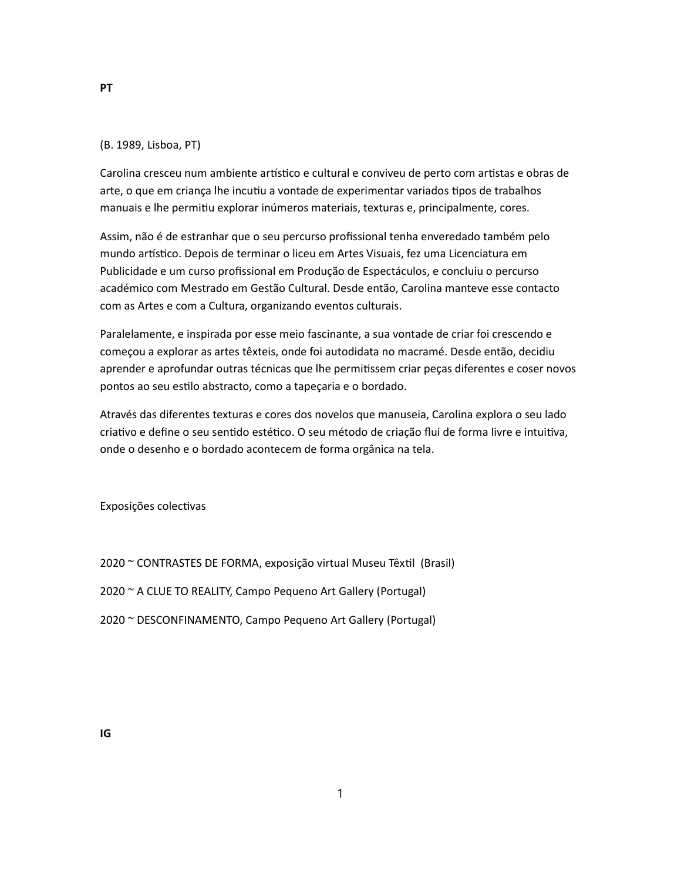**PT**

(B. 1989, Lisboa, PT)

Carolina cresceu num ambiente artístico e cultural e conviveu de perto com artistas e obras de arte, o que em criança lhe incutiu a vontade de experimentar variados tipos de trabalhos manuais e lhe permitiu explorar inúmeros materiais, texturas e, principalmente, cores.

Assim, não é de estranhar que o seu percurso profissional tenha enveredado também pelo mundo artístico. Depois de terminar o liceu em Artes Visuais, fez uma Licenciatura em Publicidade e um curso profissional em Produção de Espectáculos, e concluiu o percurso académico com Mestrado em Gestão Cultural. Desde então, Carolina manteve esse contacto com as Artes e com a Cultura, organizando eventos culturais.

Paralelamente, e inspirada por esse meio fascinante, a sua vontade de criar foi crescendo e começou a explorar as artes têxteis, onde foi autodidata no macramé. Desde então, decidiu aprender e aprofundar outras técnicas que lhe permitissem criar peças diferentes e coser novos pontos ao seu estilo abstracto, como a tapeçaria e o bordado.

Através das diferentes texturas e cores dos novelos que manuseia, Carolina explora o seu lado criativo e define o seu sentido estético. O seu método de criação flui de forma livre e intuitiva, onde o desenho e o bordado acontecem de forma orgânica na tela.

Exposições colectivas

2020 ~ CONTRASTES DE FORMA, exposição virtual Museu Têxtil (Brasil)

2020 ~ A CLUE TO REALITY, Campo Pequeno Art Gallery (Portugal)

2020 ~ DESCONFINAMENTO, Campo Pequeno Art Gallery (Portugal)

**IG**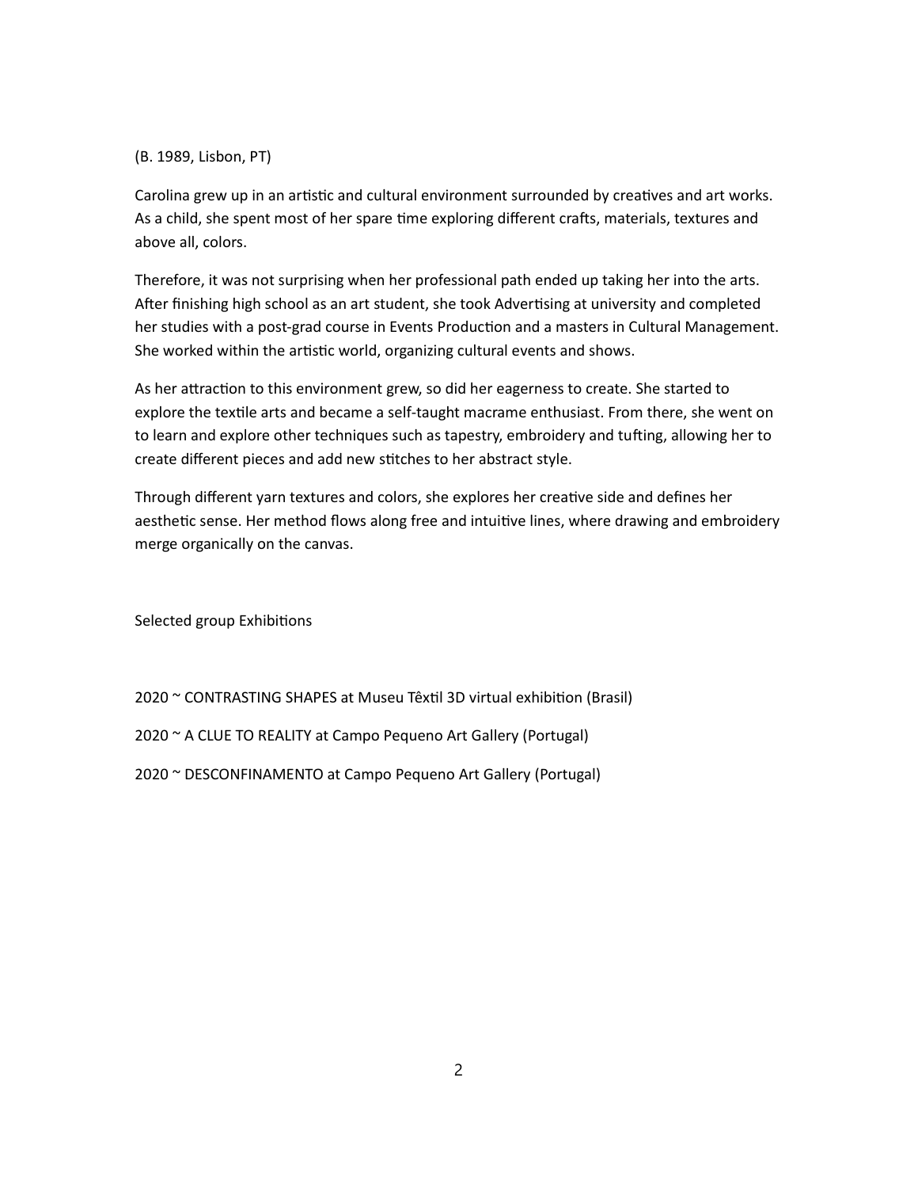(B. 1989, Lisbon, PT)

Carolina grew up in an artistic and cultural environment surrounded by creatives and art works. As a child, she spent most of her spare time exploring different crafts, materials, textures and above all, colors.

Therefore, it was not surprising when her professional path ended up taking her into the arts. After finishing high school as an art student, she took Advertising at university and completed her studies with a post-grad course in Events Production and a masters in Cultural Management. She worked within the artistic world, organizing cultural events and shows.

As her attraction to this environment grew, so did her eagerness to create. She started to explore the textile arts and became a self-taught macrame enthusiast. From there, she went on to learn and explore other techniques such as tapestry, embroidery and tufting, allowing her to create different pieces and add new stitches to her abstract style.

Through different yarn textures and colors, she explores her creative side and defines her aesthetic sense. Her method flows along free and intuitive lines, where drawing and embroidery merge organically on the canvas.

Selected group Exhibitions

2020 ~ CONTRASTING SHAPES at Museu Têxtil 3D virtual exhibition (Brasil)

2020 ~ A CLUE TO REALITY at Campo Pequeno Art Gallery (Portugal)

2020 ~ DESCONFINAMENTO at Campo Pequeno Art Gallery (Portugal)